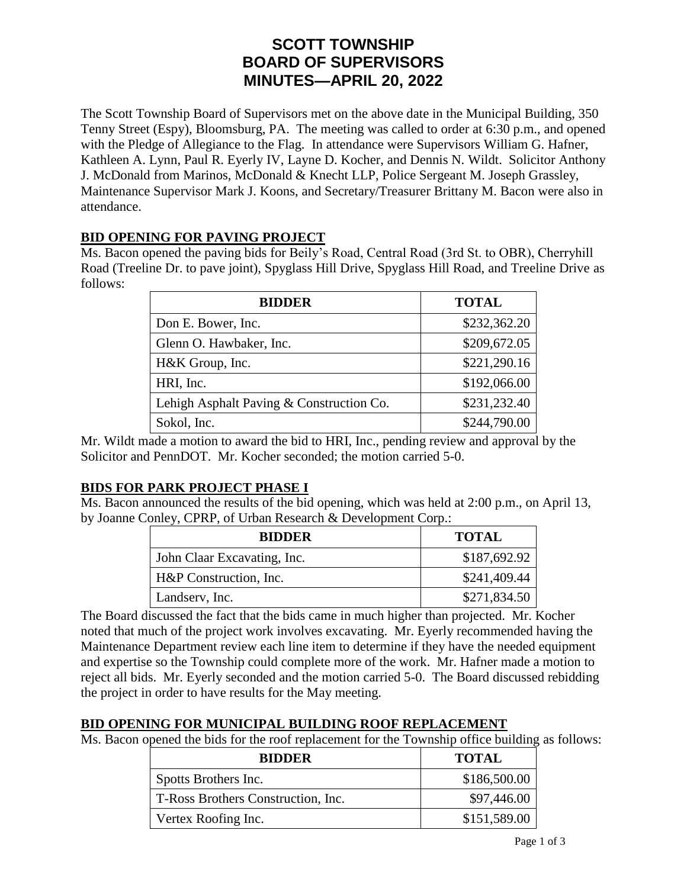# SCOTT TOWNSHIP
# BOARD OF SUPERVISORS
# MINUTES—APRIL 20, 2022

The Scott Township Board of Supervisors met on the above date in the Municipal Building, 350 Tenny Street (Espy), Bloomsburg, PA. The meeting was called to order at 6:30 p.m., and opened with the Pledge of Allegiance to the Flag. In attendance were Supervisors William G. Hafner, Kathleen A. Lynn, Paul R. Eyerly IV, Layne D. Kocher, and Dennis N. Wildt. Solicitor Anthony J. McDonald from Marinos, McDonald & Knecht LLP, Police Sergeant M. Joseph Grassley, Maintenance Supervisor Mark J. Koons, and Secretary/Treasurer Brittany M. Bacon were also in attendance.

## BID OPENING FOR PAVING PROJECT

Ms. Bacon opened the paving bids for Beily's Road, Central Road (3rd St. to OBR), Cherryhill Road (Treeline Dr. to pave joint), Spyglass Hill Drive, Spyglass Hill Road, and Treeline Drive as follows:

| BIDDER | TOTAL |
|---|---|
| Don E. Bower, Inc. | $232,362.20 |
| Glenn O. Hawbaker, Inc. | $209,672.05 |
| H&K Group, Inc. | $221,290.16 |
| HRI, Inc. | $192,066.00 |
| Lehigh Asphalt Paving & Construction Co. | $231,232.40 |
| Sokol, Inc. | $244,790.00 |

Mr. Wildt made a motion to award the bid to HRI, Inc., pending review and approval by the Solicitor and PennDOT. Mr. Kocher seconded; the motion carried 5-0.

## BIDS FOR PARK PROJECT PHASE I

Ms. Bacon announced the results of the bid opening, which was held at 2:00 p.m., on April 13, by Joanne Conley, CPRP, of Urban Research & Development Corp.:

| BIDDER | TOTAL |
|---|---|
| John Claar Excavating, Inc. | $187,692.92 |
| H&P Construction, Inc. | $241,409.44 |
| Landserv, Inc. | $271,834.50 |

The Board discussed the fact that the bids came in much higher than projected. Mr. Kocher noted that much of the project work involves excavating. Mr. Eyerly recommended having the Maintenance Department review each line item to determine if they have the needed equipment and expertise so the Township could complete more of the work. Mr. Hafner made a motion to reject all bids. Mr. Eyerly seconded and the motion carried 5-0. The Board discussed rebidding the project in order to have results for the May meeting.

## BID OPENING FOR MUNICIPAL BUILDING ROOF REPLACEMENT

Ms. Bacon opened the bids for the roof replacement for the Township office building as follows:

| BIDDER | TOTAL |
|---|---|
| Spotts Brothers Inc. | $186,500.00 |
| T-Ross Brothers Construction, Inc. | $97,446.00 |
| Vertex Roofing Inc. | $151,589.00 |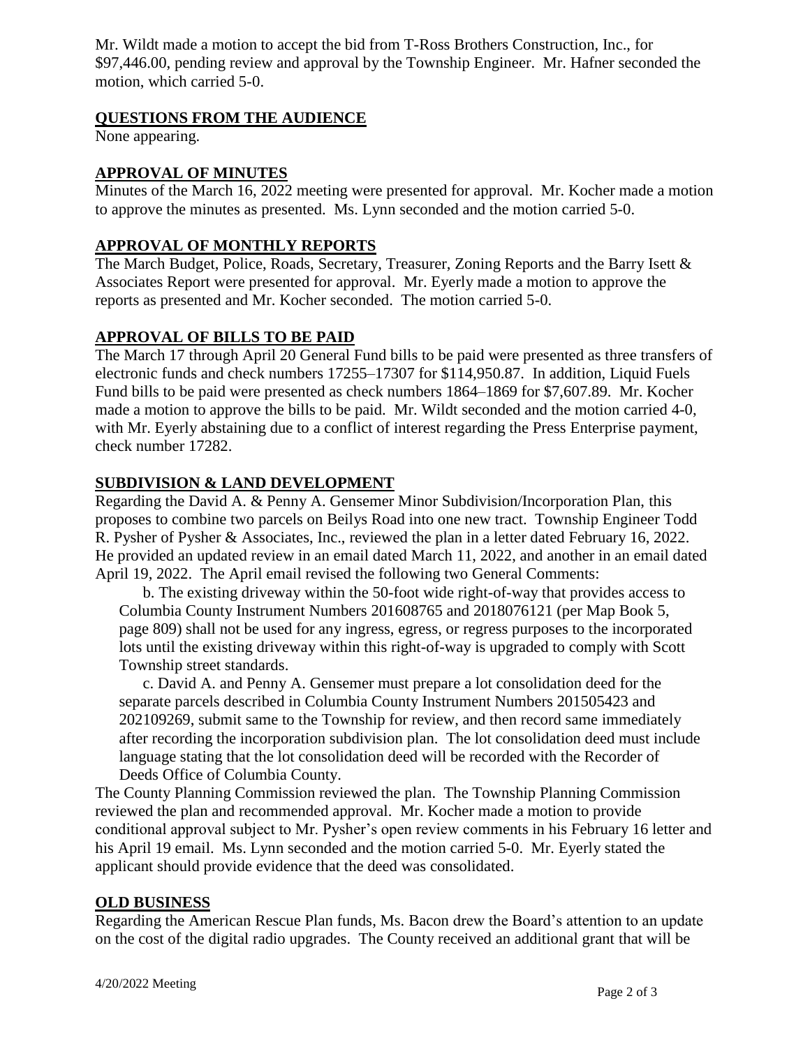Mr. Wildt made a motion to accept the bid from T-Ross Brothers Construction, Inc., for $97,446.00, pending review and approval by the Township Engineer. Mr. Hafner seconded the motion, which carried 5-0.

## QUESTIONS FROM THE AUDIENCE

None appearing.

## APPROVAL OF MINUTES

Minutes of the March 16, 2022 meeting were presented for approval. Mr. Kocher made a motion to approve the minutes as presented. Ms. Lynn seconded and the motion carried 5-0.

## APPROVAL OF MONTHLY REPORTS

The March Budget, Police, Roads, Secretary, Treasurer, Zoning Reports and the Barry Isett & Associates Report were presented for approval. Mr. Eyerly made a motion to approve the reports as presented and Mr. Kocher seconded. The motion carried 5-0.

## APPROVAL OF BILLS TO BE PAID

The March 17 through April 20 General Fund bills to be paid were presented as three transfers of electronic funds and check numbers 17255–17307 for $114,950.87. In addition, Liquid Fuels Fund bills to be paid were presented as check numbers 1864–1869 for $7,607.89. Mr. Kocher made a motion to approve the bills to be paid. Mr. Wildt seconded and the motion carried 4-0, with Mr. Eyerly abstaining due to a conflict of interest regarding the Press Enterprise payment, check number 17282.

## SUBDIVISION & LAND DEVELOPMENT

Regarding the David A. & Penny A. Gensemer Minor Subdivision/Incorporation Plan, this proposes to combine two parcels on Beilys Road into one new tract. Township Engineer Todd R. Pysher of Pysher & Associates, Inc., reviewed the plan in a letter dated February 16, 2022. He provided an updated review in an email dated March 11, 2022, and another in an email dated April 19, 2022. The April email revised the following two General Comments:

b. The existing driveway within the 50-foot wide right-of-way that provides access to Columbia County Instrument Numbers 201608765 and 2018076121 (per Map Book 5, page 809) shall not be used for any ingress, egress, or regress purposes to the incorporated lots until the existing driveway within this right-of-way is upgraded to comply with Scott Township street standards.

c. David A. and Penny A. Gensemer must prepare a lot consolidation deed for the separate parcels described in Columbia County Instrument Numbers 201505423 and 202109269, submit same to the Township for review, and then record same immediately after recording the incorporation subdivision plan. The lot consolidation deed must include language stating that the lot consolidation deed will be recorded with the Recorder of Deeds Office of Columbia County.

The County Planning Commission reviewed the plan. The Township Planning Commission reviewed the plan and recommended approval. Mr. Kocher made a motion to provide conditional approval subject to Mr. Pysher's open review comments in his February 16 letter and his April 19 email. Ms. Lynn seconded and the motion carried 5-0. Mr. Eyerly stated the applicant should provide evidence that the deed was consolidated.

## OLD BUSINESS

Regarding the American Rescue Plan funds, Ms. Bacon drew the Board's attention to an update on the cost of the digital radio upgrades. The County received an additional grant that will be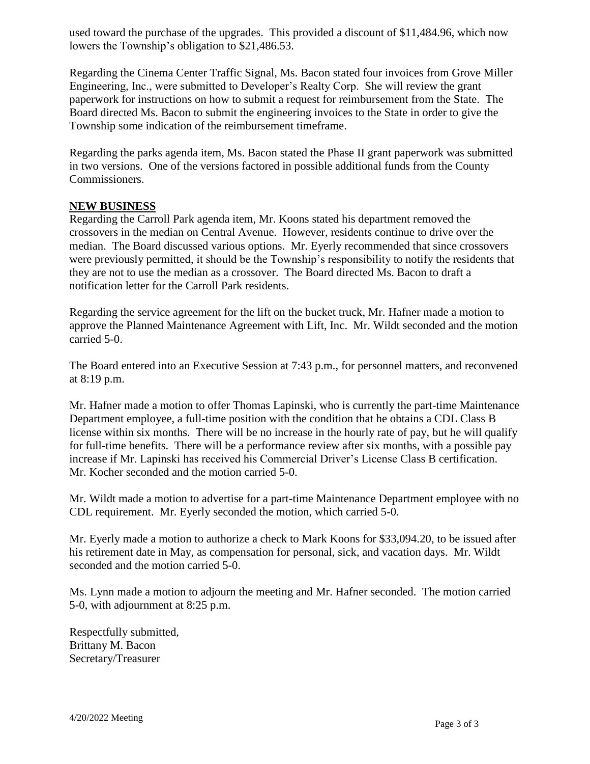used toward the purchase of the upgrades. This provided a discount of $11,484.96, which now lowers the Township's obligation to $21,486.53.

Regarding the Cinema Center Traffic Signal, Ms. Bacon stated four invoices from Grove Miller Engineering, Inc., were submitted to Developer's Realty Corp. She will review the grant paperwork for instructions on how to submit a request for reimbursement from the State. The Board directed Ms. Bacon to submit the engineering invoices to the State in order to give the Township some indication of the reimbursement timeframe.

Regarding the parks agenda item, Ms. Bacon stated the Phase II grant paperwork was submitted in two versions. One of the versions factored in possible additional funds from the County Commissioners.

## NEW BUSINESS

Regarding the Carroll Park agenda item, Mr. Koons stated his department removed the crossovers in the median on Central Avenue. However, residents continue to drive over the median. The Board discussed various options. Mr. Eyerly recommended that since crossovers were previously permitted, it should be the Township's responsibility to notify the residents that they are not to use the median as a crossover. The Board directed Ms. Bacon to draft a notification letter for the Carroll Park residents.

Regarding the service agreement for the lift on the bucket truck, Mr. Hafner made a motion to approve the Planned Maintenance Agreement with Lift, Inc. Mr. Wildt seconded and the motion carried 5-0.

The Board entered into an Executive Session at 7:43 p.m., for personnel matters, and reconvened at 8:19 p.m.

Mr. Hafner made a motion to offer Thomas Lapinski, who is currently the part-time Maintenance Department employee, a full-time position with the condition that he obtains a CDL Class B license within six months. There will be no increase in the hourly rate of pay, but he will qualify for full-time benefits. There will be a performance review after six months, with a possible pay increase if Mr. Lapinski has received his Commercial Driver's License Class B certification. Mr. Kocher seconded and the motion carried 5-0.

Mr. Wildt made a motion to advertise for a part-time Maintenance Department employee with no CDL requirement. Mr. Eyerly seconded the motion, which carried 5-0.

Mr. Eyerly made a motion to authorize a check to Mark Koons for $33,094.20, to be issued after his retirement date in May, as compensation for personal, sick, and vacation days. Mr. Wildt seconded and the motion carried 5-0.

Ms. Lynn made a motion to adjourn the meeting and Mr. Hafner seconded. The motion carried 5-0, with adjournment at 8:25 p.m.

Respectfully submitted,
Brittany M. Bacon
Secretary/Treasurer

4/20/2022 Meeting